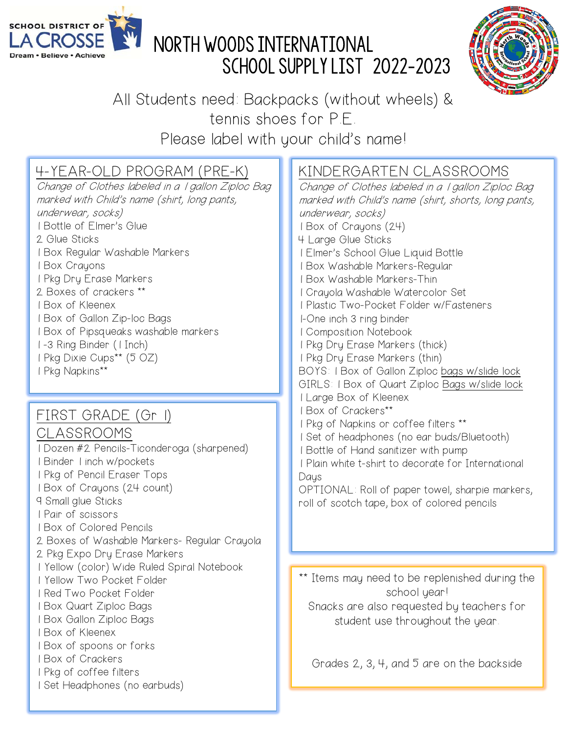SCHOOL DISTRICT OF LA CROSSE
Dream • Believe • Achieve

# NORTH WOODS INTERNATIONAL SCHOOL SUPPLY LIST 2022-2023

All Students need: Backpacks (without wheels) & tennis shoes for P.E.
Please label with your child's name!

## 4-YEAR-OLD PROGRAM (PRE-K)

*Change of Clothes labeled in a 1 gallon Ziploc Bag marked with Child's name (shirt, long pants, underwear, socks)*

1 Bottle of Elmer's Glue
2 Glue Sticks
1 Box Regular Washable Markers
1 Box Crayons
1 Pkg Dry Erase Markers
2 Boxes of crackers **
1 Box of Kleenex
1 Box of Gallon Zip-loc Bags
1 Box of Pipsqueaks washable markers
1 -3 Ring Binder (1 Inch)
1 Pkg Dixie Cups** (5 OZ)
1 Pkg Napkins**

## FIRST GRADE (Gr 1) CLASSROOMS

1 Dozen #2 Pencils-Ticonderoga (sharpened)
1 Binder 1 inch w/pockets
1 Pkg of Pencil Eraser Tops
1 Box of Crayons (24 count)
9 Small glue Sticks
1 Pair of scissors
1 Box of Colored Pencils
2 Boxes of Washable Markers- Regular Crayola
2 Pkg Expo Dry Erase Markers
1 Yellow (color) Wide Ruled Spiral Notebook
1 Yellow Two Pocket Folder
1 Red Two Pocket Folder
1 Box Quart Ziploc Bags
1 Box Gallon Ziploc Bags
1 Box of Kleenex
1 Box of spoons or forks
1 Box of Crackers
1 Pkg of coffee filters
1 Set Headphones (no earbuds)

## KINDERGARTEN CLASSROOMS

*Change of Clothes labeled in a 1 gallon Ziploc Bag marked with Child's name (shirt, shorts, long pants, underwear, socks)*

1 Box of Crayons (24)
4 Large Glue Sticks
1 Elmer's School Glue Liquid Bottle
1 Box Washable Markers-Regular
1 Box Washable Markers-Thin
1 Crayola Washable Watercolor Set
1 Plastic Two-Pocket Folder w/Fasteners
1-One inch 3 ring binder
1 Composition Notebook
1 Pkg Dry Erase Markers (thick)
1 Pkg Dry Erase Markers (thin)
BOYS: 1 Box of Gallon Ziploc bags w/slide lock
GIRLS: 1 Box of Quart Ziploc Bags w/slide lock
1 Large Box of Kleenex
1 Box of Crackers**
1 Pkg of Napkins or coffee filters **
1 Set of headphones (no ear buds/Bluetooth)
1 Bottle of Hand sanitizer with pump
1 Plain white t-shirt to decorate for International Days
OPTIONAL: Roll of paper towel, sharpie markers, roll of scotch tape, box of colored pencils

** Items may need to be replenished during the school year!
Snacks are also requested by teachers for student use throughout the year.

Grades 2, 3, 4, and 5 are on the backside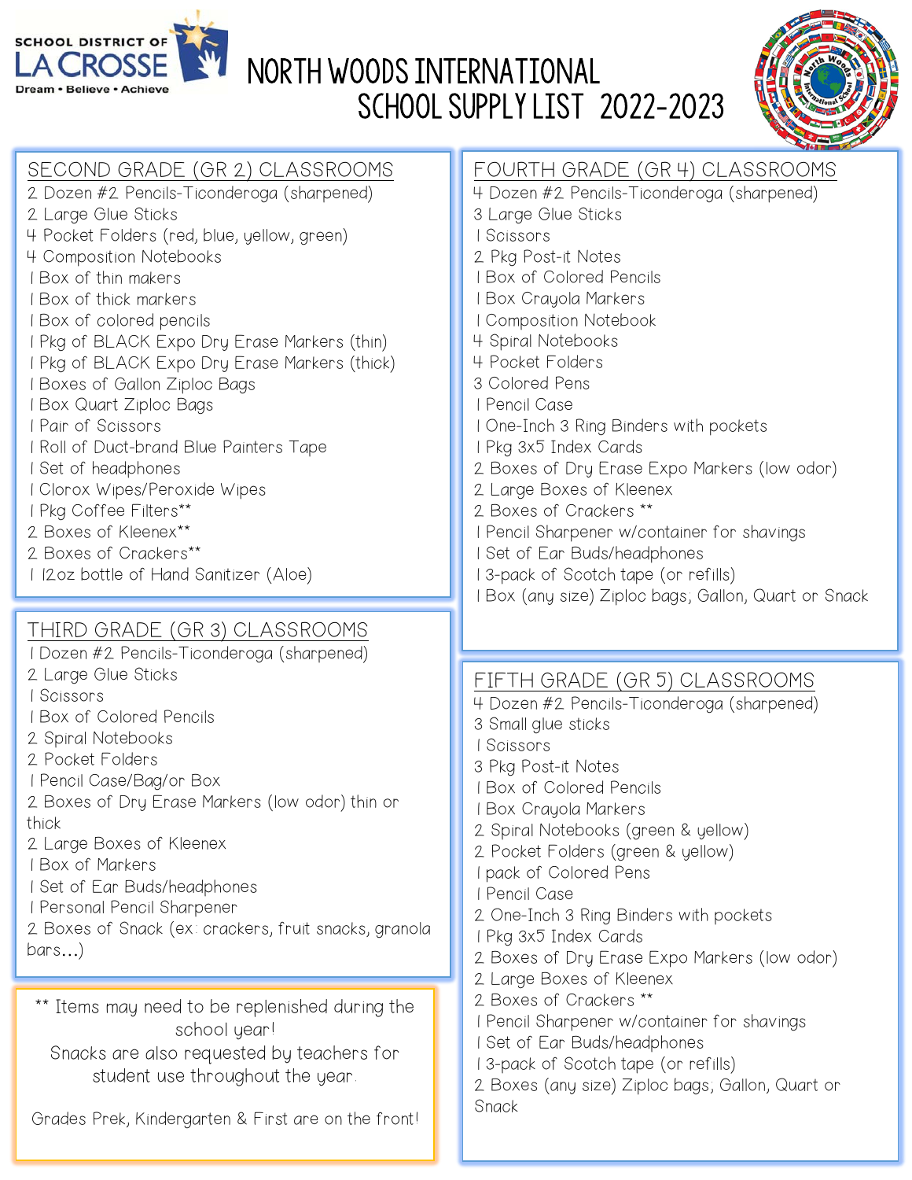# NORTH WOODS INTERNATIONAL SCHOOL SUPPLY LIST 2022-2023

## SECOND GRADE (GR 2) CLASSROOMS

2 Dozen #2 Pencils-Ticonderoga (sharpened)
2 Large Glue Sticks
4 Pocket Folders (red, blue, yellow, green)
4 Composition Notebooks
1 Box of thin makers
1 Box of thick markers
1 Box of colored pencils
1 Pkg of BLACK Expo Dry Erase Markers (thin)
1 Pkg of BLACK Expo Dry Erase Markers (thick)
1 Boxes of Gallon Ziploc Bags
1 Box Quart Ziploc Bags
1 Pair of Scissors
1 Roll of Duct-brand Blue Painters Tape
1 Set of headphones
1 Clorox Wipes/Peroxide Wipes
1 Pkg Coffee Filters**
2 Boxes of Kleenex**
2 Boxes of Crackers**
1 12oz bottle of Hand Sanitizer (Aloe)

## THIRD GRADE (GR 3) CLASSROOMS

1 Dozen #2 Pencils-Ticonderoga (sharpened)
2 Large Glue Sticks
1 Scissors
1 Box of Colored Pencils
2 Spiral Notebooks
2 Pocket Folders
1 Pencil Case/Bag/or Box
2 Boxes of Dry Erase Markers (low odor) thin or thick
2 Large Boxes of Kleenex
1 Box of Markers
1 Set of Ear Buds/headphones
1 Personal Pencil Sharpener
2 Boxes of Snack (ex: crackers, fruit snacks, granola bars...)

** Items may need to be replenished during the school year!
Snacks are also requested by teachers for student use throughout the year.

Grades Prek, Kindergarten & First are on the front!

## FOURTH GRADE (GR 4) CLASSROOMS

4 Dozen #2 Pencils-Ticonderoga (sharpened)
3 Large Glue Sticks
1 Scissors
2 Pkg Post-it Notes
1 Box of Colored Pencils
1 Box Crayola Markers
1 Composition Notebook
4 Spiral Notebooks
4 Pocket Folders
3 Colored Pens
1 Pencil Case
1 One-Inch 3 Ring Binders with pockets
1 Pkg 3x5 Index Cards
2 Boxes of Dry Erase Expo Markers (low odor)
2 Large Boxes of Kleenex
2 Boxes of Crackers **
1 Pencil Sharpener w/container for shavings
1 Set of Ear Buds/headphones
1 3-pack of Scotch tape (or refills)
1 Box (any size) Ziploc bags; Gallon, Quart or Snack

## FIFTH GRADE (GR 5) CLASSROOMS

4 Dozen #2 Pencils-Ticonderoga (sharpened)
3 Small glue sticks
1 Scissors
3 Pkg Post-it Notes
1 Box of Colored Pencils
1 Box Crayola Markers
2 Spiral Notebooks (green & yellow)
2 Pocket Folders (green & yellow)
1 pack of Colored Pens
1 Pencil Case
2 One-Inch 3 Ring Binders with pockets
1 Pkg 3x5 Index Cards
2 Boxes of Dry Erase Expo Markers (low odor)
2 Large Boxes of Kleenex
2 Boxes of Crackers **
1 Pencil Sharpener w/container for shavings
1 Set of Ear Buds/headphones
1 3-pack of Scotch tape (or refills)
2 Boxes (any size) Ziploc bags; Gallon, Quart or Snack